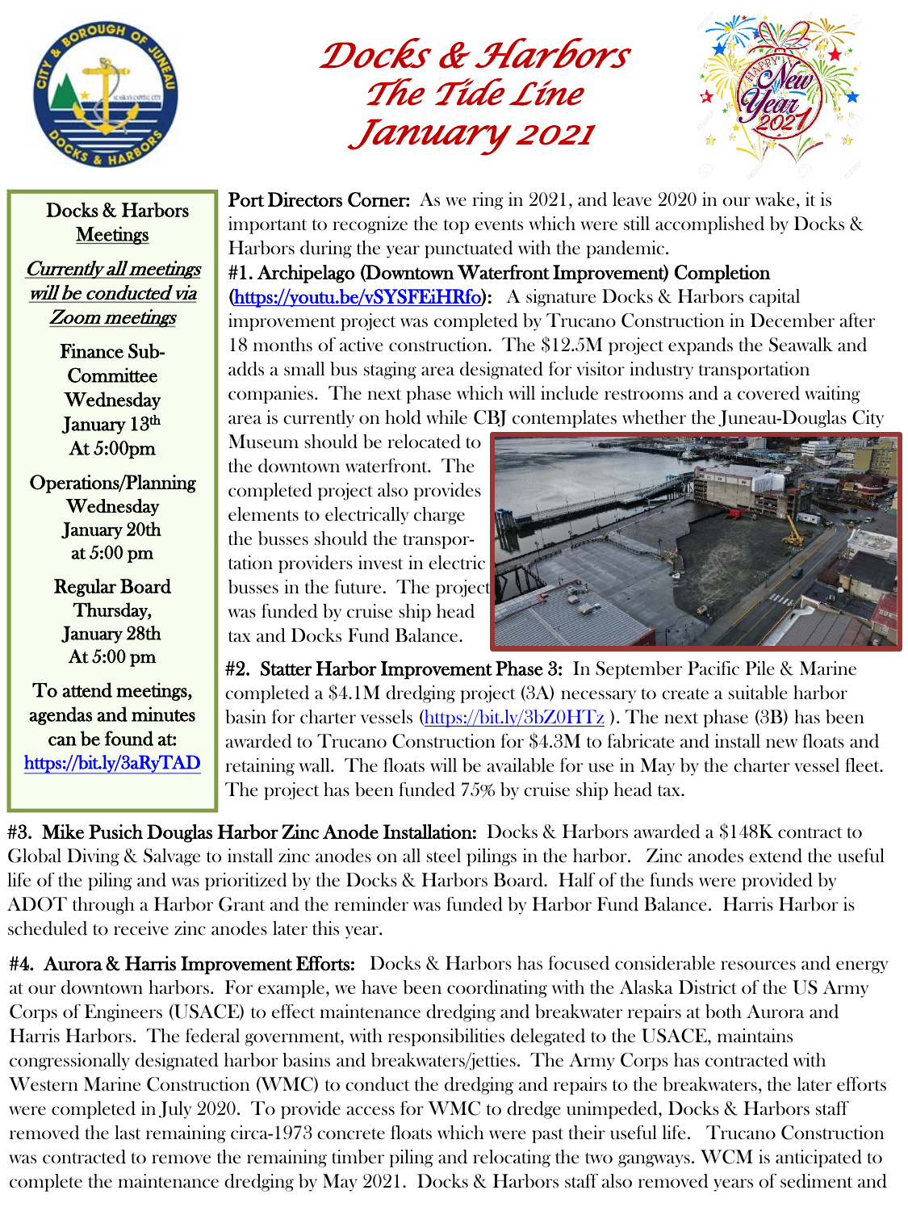# Docks & Harbors
## The Tide Line
## January 2021

**Docks & Harbors Meetings**

***Currently all meetings will be conducted via Zoom meetings***

Finance Sub-Committee
Wednesday
January 13th
At 5:00pm

Operations/Planning
Wednesday
January 20th
at 5:00 pm

Regular Board
Thursday,
January 28th
At 5:00 pm

To attend meetings, agendas and minutes can be found at:
https://bit.ly/3aRyTAD

**Port Directors Corner:** As we ring in 2021, and leave 2020 in our wake, it is important to recognize the top events which were still accomplished by Docks & Harbors during the year punctuated with the pandemic.

**#1. Archipelago (Downtown Waterfront Improvement) Completion (https://youtu.be/vSYSFEiHRfo):** A signature Docks & Harbors capital improvement project was completed by Trucano Construction in December after 18 months of active construction. The $12.5M project expands the Seawalk and adds a small bus staging area designated for visitor industry transportation companies. The next phase which will include restrooms and a covered waiting area is currently on hold while CBJ contemplates whether the Juneau-Douglas City Museum should be relocated to the downtown waterfront. The completed project also provides elements to electrically charge the busses should the transportation providers invest in electric busses in the future. The project was funded by cruise ship head tax and Docks Fund Balance.

**#2. Statter Harbor Improvement Phase 3:** In September Pacific Pile & Marine completed a $4.1M dredging project (3A) necessary to create a suitable harbor basin for charter vessels (https://bit.ly/3bZ0HTz ). The next phase (3B) has been awarded to Trucano Construction for $4.3M to fabricate and install new floats and retaining wall. The floats will be available for use in May by the charter vessel fleet. The project has been funded 75% by cruise ship head tax.

**#3. Mike Pusich Douglas Harbor Zinc Anode Installation:** Docks & Harbors awarded a $148K contract to Global Diving & Salvage to install zinc anodes on all steel pilings in the harbor. Zinc anodes extend the useful life of the piling and was prioritized by the Docks & Harbors Board. Half of the funds were provided by ADOT through a Harbor Grant and the reminder was funded by Harbor Fund Balance. Harris Harbor is scheduled to receive zinc anodes later this year.

**#4. Aurora & Harris Improvement Efforts:** Docks & Harbors has focused considerable resources and energy at our downtown harbors. For example, we have been coordinating with the Alaska District of the US Army Corps of Engineers (USACE) to effect maintenance dredging and breakwater repairs at both Aurora and Harris Harbors. The federal government, with responsibilities delegated to the USACE, maintains congressionally designated harbor basins and breakwaters/jetties. The Army Corps has contracted with Western Marine Construction (WMC) to conduct the dredging and repairs to the breakwaters, the later efforts were completed in July 2020. To provide access for WMC to dredge unimpeded, Docks & Harbors staff removed the last remaining circa-1973 concrete floats which were past their useful life. Trucano Construction was contracted to remove the remaining timber piling and relocating the two gangways. WCM is anticipated to complete the maintenance dredging by May 2021. Docks & Harbors staff also removed years of sediment and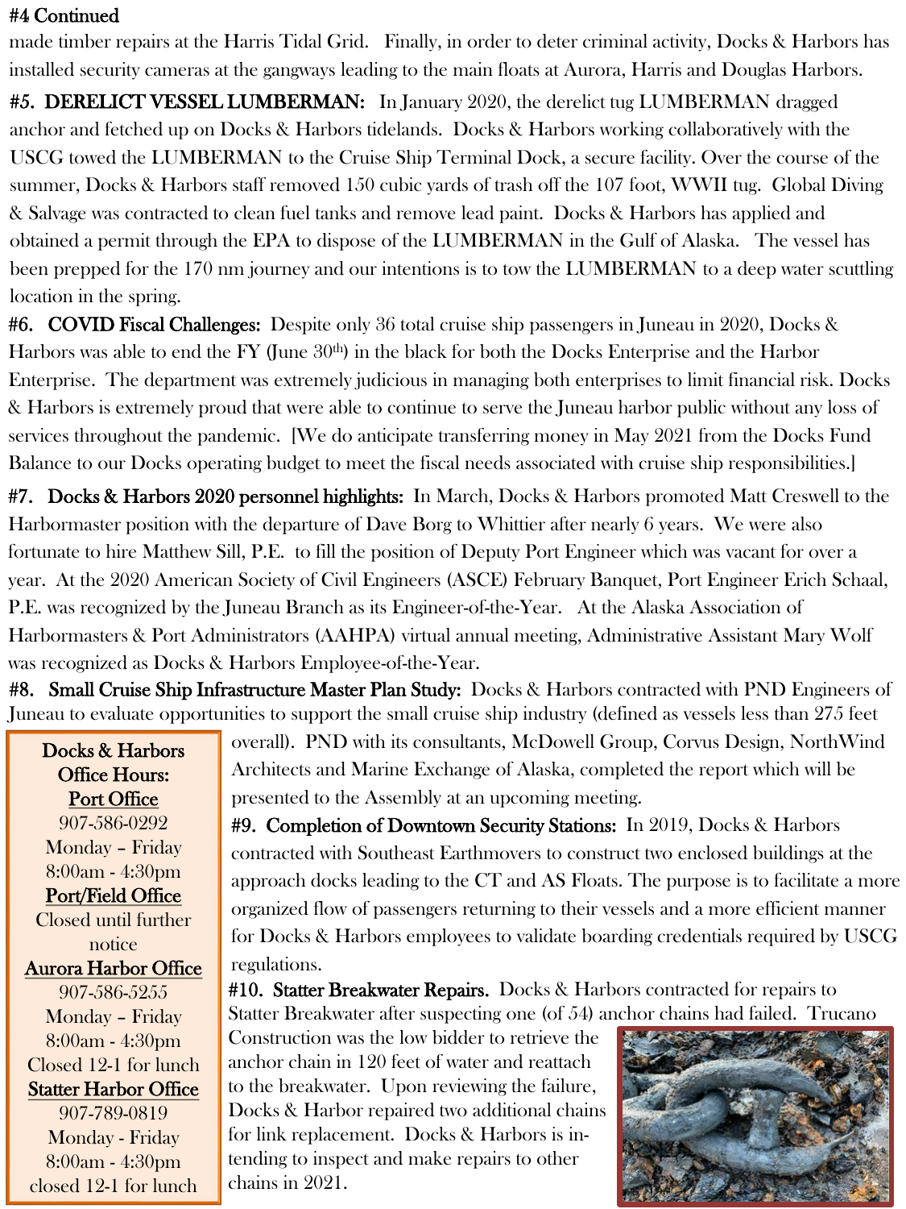#4 Continued

made timber repairs at the Harris Tidal Grid. Finally, in order to deter criminal activity, Docks & Harbors has installed security cameras at the gangways leading to the main floats at Aurora, Harris and Douglas Harbors.

**#5. DERELICT VESSEL LUMBERMAN:** In January 2020, the derelict tug LUMBERMAN dragged anchor and fetched up on Docks & Harbors tidelands. Docks & Harbors working collaboratively with the USCG towed the LUMBERMAN to the Cruise Ship Terminal Dock, a secure facility. Over the course of the summer, Docks & Harbors staff removed 150 cubic yards of trash off the 107 foot, WWII tug. Global Diving & Salvage was contracted to clean fuel tanks and remove lead paint. Docks & Harbors has applied and obtained a permit through the EPA to dispose of the LUMBERMAN in the Gulf of Alaska. The vessel has been prepped for the 170 nm journey and our intentions is to tow the LUMBERMAN to a deep water scuttling location in the spring.

**#6. COVID Fiscal Challenges:** Despite only 36 total cruise ship passengers in Juneau in 2020, Docks & Harbors was able to end the FY (June 30th) in the black for both the Docks Enterprise and the Harbor Enterprise. The department was extremely judicious in managing both enterprises to limit financial risk. Docks & Harbors is extremely proud that were able to continue to serve the Juneau harbor public without any loss of services throughout the pandemic. [We do anticipate transferring money in May 2021 from the Docks Fund Balance to our Docks operating budget to meet the fiscal needs associated with cruise ship responsibilities.]

**#7. Docks & Harbors 2020 personnel highlights:** In March, Docks & Harbors promoted Matt Creswell to the Harbormaster position with the departure of Dave Borg to Whittier after nearly 6 years. We were also fortunate to hire Matthew Sill, P.E. to fill the position of Deputy Port Engineer which was vacant for over a year. At the 2020 American Society of Civil Engineers (ASCE) February Banquet, Port Engineer Erich Schaal, P.E. was recognized by the Juneau Branch as its Engineer-of-the-Year. At the Alaska Association of Harbormasters & Port Administrators (AAHPA) virtual annual meeting, Administrative Assistant Mary Wolf was recognized as Docks & Harbors Employee-of-the-Year.

**#8. Small Cruise Ship Infrastructure Master Plan Study:** Docks & Harbors contracted with PND Engineers of Juneau to evaluate opportunities to support the small cruise ship industry (defined as vessels less than 275 feet overall). PND with its consultants, McDowell Group, Corvus Design, NorthWind Architects and Marine Exchange of Alaska, completed the report which will be presented to the Assembly at an upcoming meeting.

**#9. Completion of Downtown Security Stations:** In 2019, Docks & Harbors contracted with Southeast Earthmovers to construct two enclosed buildings at the approach docks leading to the CT and AS Floats. The purpose is to facilitate a more organized flow of passengers returning to their vessels and a more efficient manner for Docks & Harbors employees to validate boarding credentials required by USCG regulations.

**#10. Statter Breakwater Repairs.** Docks & Harbors contracted for repairs to Statter Breakwater after suspecting one (of 54) anchor chains had failed. Trucano Construction was the low bidder to retrieve the anchor chain in 120 feet of water and reattach to the breakwater. Upon reviewing the failure, Docks & Harbor repaired two additional chains for link replacement. Docks & Harbors is intending to inspect and make repairs to other chains in 2021.

**Docks & Harbors Office Hours:**

**Port Office**
907-586-0292
Monday – Friday
8:00am - 4:30pm

**Port/Field Office**
Closed until further notice

**Aurora Harbor Office**
907-586-5255
Monday – Friday
8:00am - 4:30pm
Closed 12-1 for lunch

**Statter Harbor Office**
907-789-0819
Monday - Friday
8:00am - 4:30pm
closed 12-1 for lunch